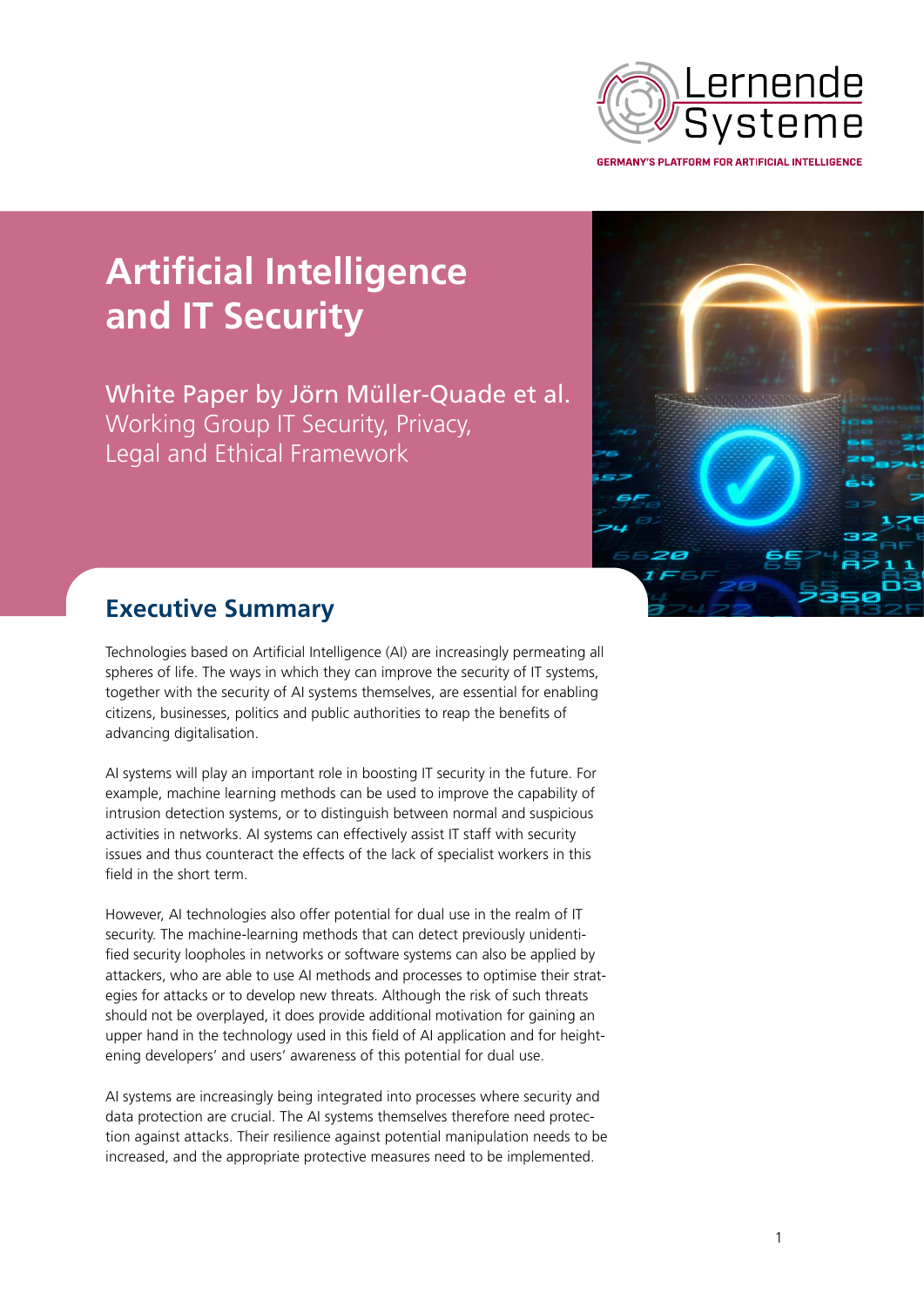Lernende Systeme

GERMANY'S PLATFORM FOR ARTIFICIAL INTELLIGENCE

# Artificial Intelligence and IT Security

White Paper by Jörn Müller-Quade et al.
Working Group IT Security, Privacy, Legal and Ethical Framework

## Executive Summary

Technologies based on Artificial Intelligence (AI) are increasingly permeating all spheres of life. The ways in which they can improve the security of IT systems, together with the security of AI systems themselves, are essential for enabling citizens, businesses, politics and public authorities to reap the benefits of advancing digitalisation.

AI systems will play an important role in boosting IT security in the future. For example, machine learning methods can be used to improve the capability of intrusion detection systems, or to distinguish between normal and suspicious activities in networks. AI systems can effectively assist IT staff with security issues and thus counteract the effects of the lack of specialist workers in this field in the short term.

However, AI technologies also offer potential for dual use in the realm of IT security. The machine-learning methods that can detect previously unidentified security loopholes in networks or software systems can also be applied by attackers, who are able to use AI methods and processes to optimise their strategies for attacks or to develop new threats. Although the risk of such threats should not be overplayed, it does provide additional motivation for gaining an upper hand in the technology used in this field of AI application and for heightening developers' and users' awareness of this potential for dual use.

AI systems are increasingly being integrated into processes where security and data protection are crucial. The AI systems themselves therefore need protection against attacks. Their resilience against potential manipulation needs to be increased, and the appropriate protective measures need to be implemented.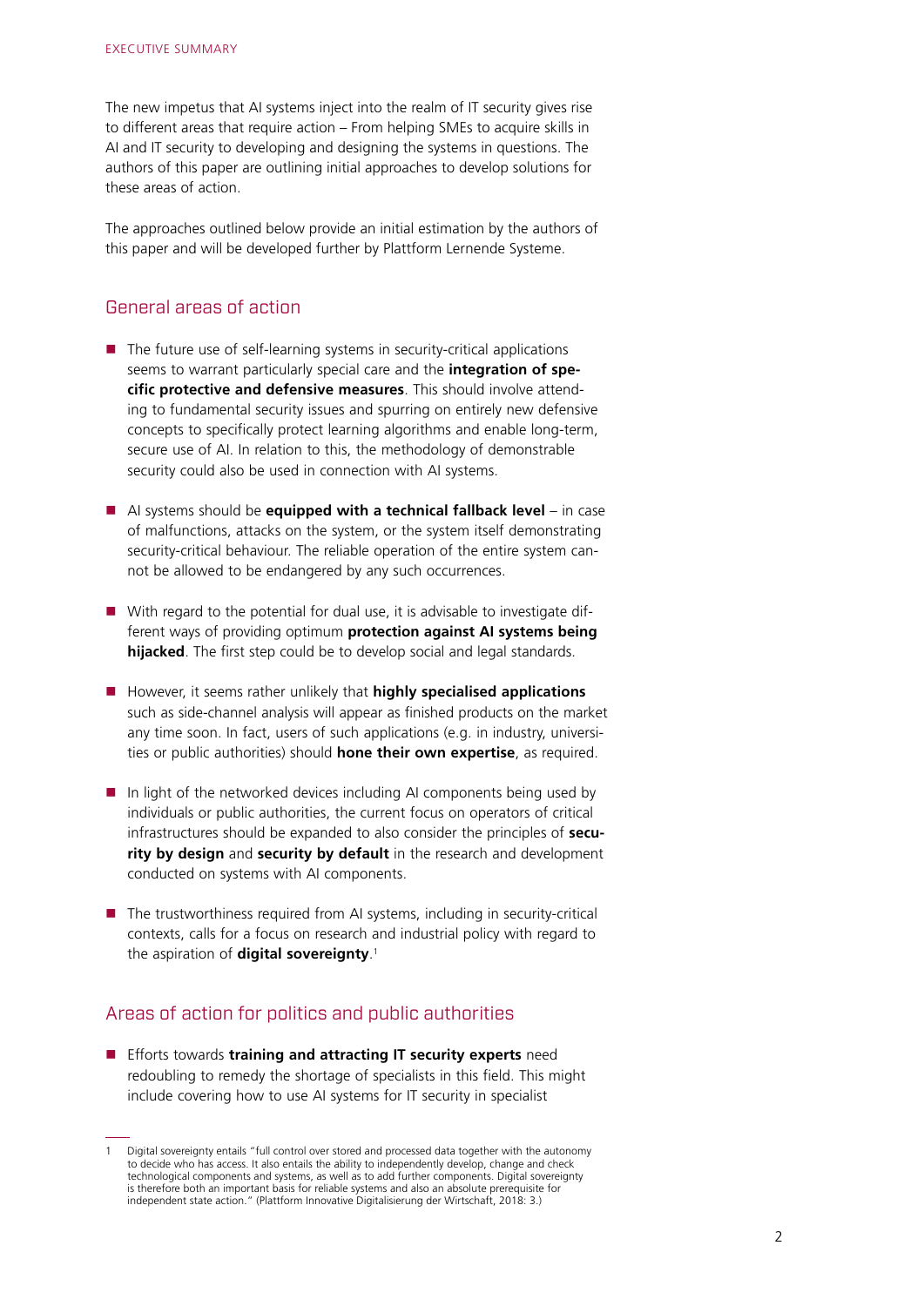The new impetus that AI systems inject into the realm of IT security gives rise to different areas that require action – From helping SMEs to acquire skills in AI and IT security to developing and designing the systems in questions. The authors of this paper are outlining initial approaches to develop solutions for these areas of action.

The approaches outlined below provide an initial estimation by the authors of this paper and will be developed further by Plattform Lernende Systeme.

## General areas of action

- The future use of self-learning systems in security-critical applications seems to warrant particularly special care and the **integration of specific protective and defensive measures**. This should involve attending to fundamental security issues and spurring on entirely new defensive concepts to specifically protect learning algorithms and enable long-term, secure use of AI. In relation to this, the methodology of demonstrable security could also be used in connection with AI systems.

- AI systems should be **equipped with a technical fallback level** – in case of malfunctions, attacks on the system, or the system itself demonstrating security-critical behaviour. The reliable operation of the entire system cannot be allowed to be endangered by any such occurrences.

- With regard to the potential for dual use, it is advisable to investigate different ways of providing optimum **protection against AI systems being hijacked**. The first step could be to develop social and legal standards.

- However, it seems rather unlikely that **highly specialised applications** such as side-channel analysis will appear as finished products on the market any time soon. In fact, users of such applications (e.g. in industry, universities or public authorities) should **hone their own expertise**, as required.

- In light of the networked devices including AI components being used by individuals or public authorities, the current focus on operators of critical infrastructures should be expanded to also consider the principles of **security by design** and **security by default** in the research and development conducted on systems with AI components.

- The trustworthiness required from AI systems, including in security-critical contexts, calls for a focus on research and industrial policy with regard to the aspiration of **digital sovereignty**.[1]

## Areas of action for politics and public authorities

- Efforts towards **training and attracting IT security experts** need redoubling to remedy the shortage of specialists in this field. This might include covering how to use AI systems for IT security in specialist

---

1 Digital sovereignty entails "full control over stored and processed data together with the autonomy to decide who has access. It also entails the ability to independently develop, change and check technological components and systems, as well as to add further components. Digital sovereignty is therefore both an important basis for reliable systems and also an absolute prerequisite for independent state action." (Plattform Innovative Digitalisierung der Wirtschaft, 2018: 3.)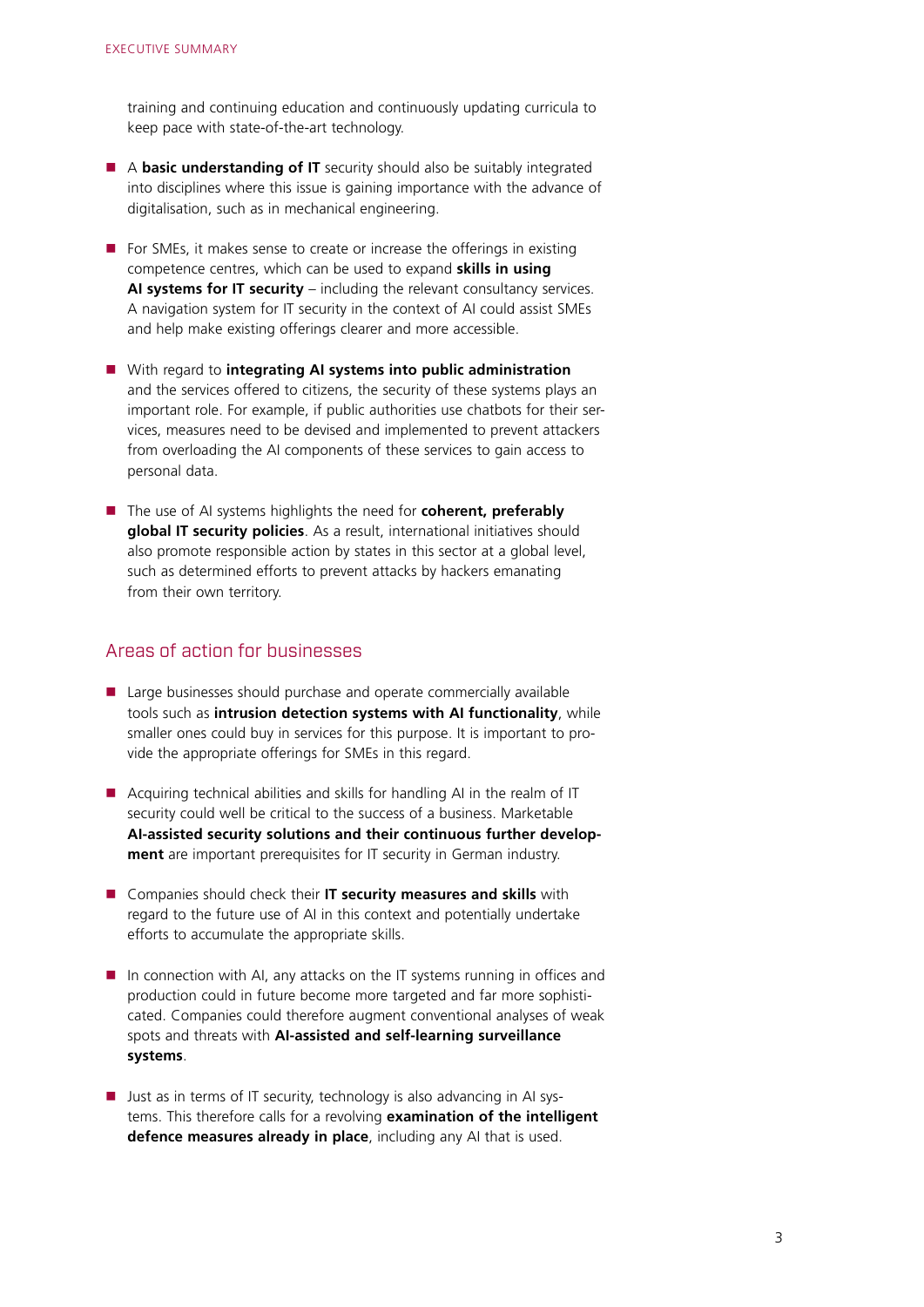training and continuing education and continuously updating curricula to keep pace with state-of-the-art technology.

- A **basic understanding of IT** security should also be suitably integrated into disciplines where this issue is gaining importance with the advance of digitalisation, such as in mechanical engineering.
- For SMEs, it makes sense to create or increase the offerings in existing competence centres, which can be used to expand **skills in using AI systems for IT security** – including the relevant consultancy services. A navigation system for IT security in the context of AI could assist SMEs and help make existing offerings clearer and more accessible.
- With regard to **integrating AI systems into public administration** and the services offered to citizens, the security of these systems plays an important role. For example, if public authorities use chatbots for their services, measures need to be devised and implemented to prevent attackers from overloading the AI components of these services to gain access to personal data.
- The use of AI systems highlights the need for **coherent, preferably global IT security policies**. As a result, international initiatives should also promote responsible action by states in this sector at a global level, such as determined efforts to prevent attacks by hackers emanating from their own territory.

## Areas of action for businesses

- Large businesses should purchase and operate commercially available tools such as **intrusion detection systems with AI functionality**, while smaller ones could buy in services for this purpose. It is important to provide the appropriate offerings for SMEs in this regard.
- Acquiring technical abilities and skills for handling AI in the realm of IT security could well be critical to the success of a business. Marketable **AI-assisted security solutions and their continuous further development** are important prerequisites for IT security in German industry.
- Companies should check their **IT security measures and skills** with regard to the future use of AI in this context and potentially undertake efforts to accumulate the appropriate skills.
- In connection with AI, any attacks on the IT systems running in offices and production could in future become more targeted and far more sophisticated. Companies could therefore augment conventional analyses of weak spots and threats with **AI-assisted and self-learning surveillance systems**.
- Just as in terms of IT security, technology is also advancing in AI systems. This therefore calls for a revolving **examination of the intelligent defence measures already in place**, including any AI that is used.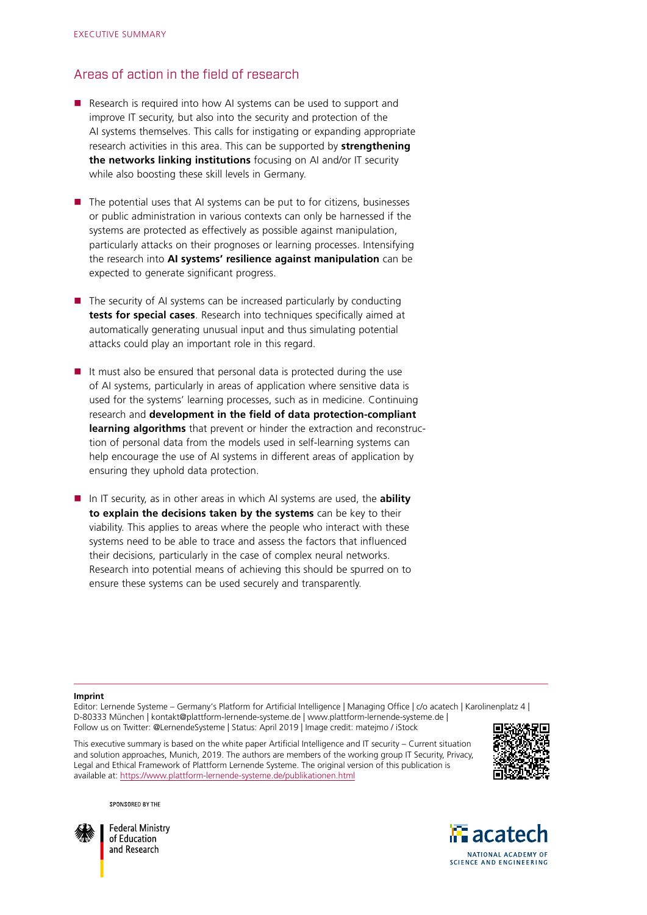## Areas of action in the field of research

- Research is required into how AI systems can be used to support and improve IT security, but also into the security and protection of the AI systems themselves. This calls for instigating or expanding appropriate research activities in this area. This can be supported by **strengthening the networks linking institutions** focusing on AI and/or IT security while also boosting these skill levels in Germany.

- The potential uses that AI systems can be put to for citizens, businesses or public administration in various contexts can only be harnessed if the systems are protected as effectively as possible against manipulation, particularly attacks on their prognoses or learning processes. Intensifying the research into **AI systems' resilience against manipulation** can be expected to generate significant progress.

- The security of AI systems can be increased particularly by conducting **tests for special cases**. Research into techniques specifically aimed at automatically generating unusual input and thus simulating potential attacks could play an important role in this regard.

- It must also be ensured that personal data is protected during the use of AI systems, particularly in areas of application where sensitive data is used for the systems' learning processes, such as in medicine. Continuing research and **development in the field of data protection-compliant learning algorithms** that prevent or hinder the extraction and reconstruction of personal data from the models used in self-learning systems can help encourage the use of AI systems in different areas of application by ensuring they uphold data protection.

- In IT security, as in other areas in which AI systems are used, the **ability to explain the decisions taken by the systems** can be key to their viability. This applies to areas where the people who interact with these systems need to be able to trace and assess the factors that influenced their decisions, particularly in the case of complex neural networks. Research into potential means of achieving this should be spurred on to ensure these systems can be used securely and transparently.

---

**Imprint**

Editor: Lernende Systeme – Germany's Platform for Artificial Intelligence | Managing Office | c/o acatech | Karolinenplatz 4 | D-80333 München | kontakt@plattform-lernende-systeme.de | www.plattform-lernende-systeme.de | Follow us on Twitter: @LernendeSysteme | Status: April 2019 | Image credit: matejmo / iStock

This executive summary is based on the white paper Artificial Intelligence and IT security – Current situation and solution approaches, Munich, 2019. The authors are members of the working group IT Security, Privacy, Legal and Ethical Framework of Plattform Lernende Systeme. The original version of this publication is available at: https://www.plattform-lernende-systeme.de/publikationen.html

SPONSORED BY THE

Federal Ministry of Education and Research

acatech

NATIONAL ACADEMY OF SCIENCE AND ENGINEERING